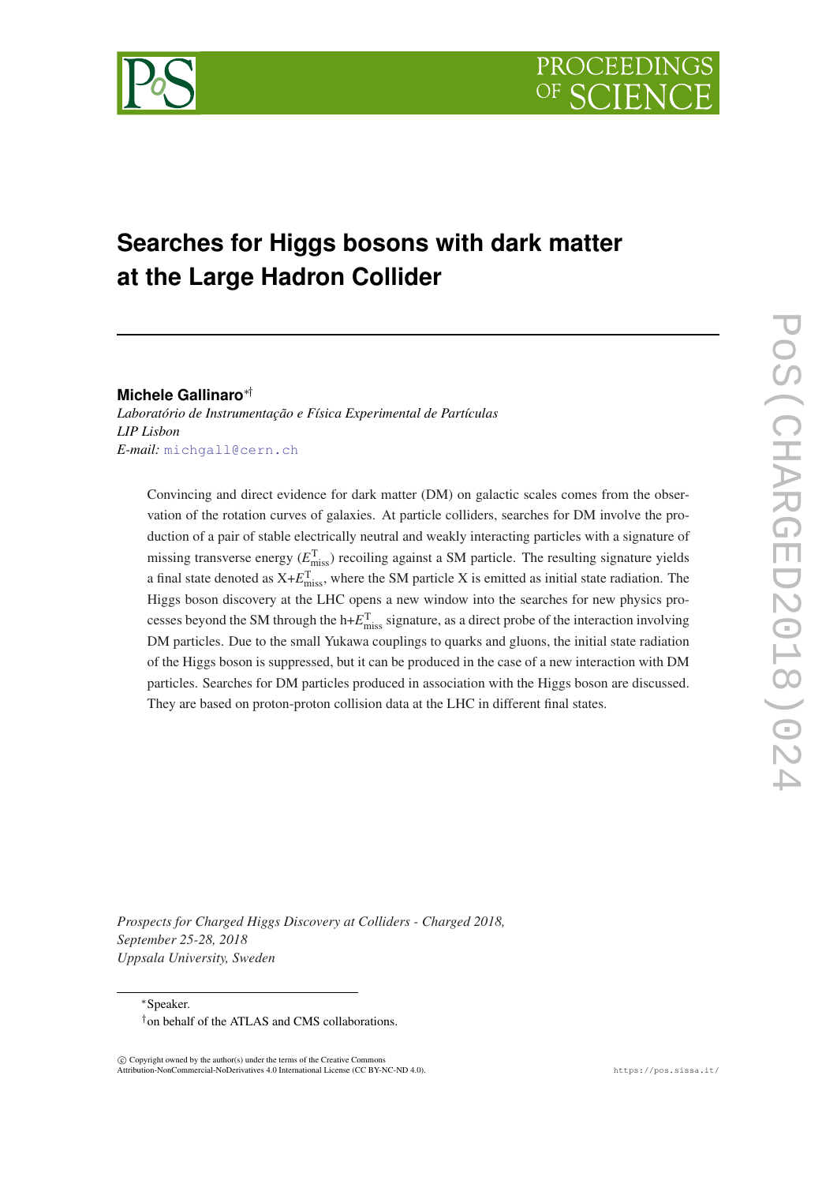# Searches for Higgs bosons with dark matter at the Large Hadron Collider

**Michele Gallinaro**[*][†]

*Laboratório de Instrumentação e Física Experimental de Partículas*
*LIP Lisbon*
*E-mail:* michgall@cern.ch

Convincing and direct evidence for dark matter (DM) on galactic scales comes from the observation of the rotation curves of galaxies. At particle colliders, searches for DM involve the production of a pair of stable electrically neutral and weakly interacting particles with a signature of missing transverse energy ($E_{\rm miss}^{\rm T}$) recoiling against a SM particle. The resulting signature yields a final state denoted as X+$E_{\rm miss}^{\rm T}$, where the SM particle X is emitted as initial state radiation. The Higgs boson discovery at the LHC opens a new window into the searches for new physics processes beyond the SM through the h+$E_{\rm miss}^{\rm T}$ signature, as a direct probe of the interaction involving DM particles. Due to the small Yukawa couplings to quarks and gluons, the initial state radiation of the Higgs boson is suppressed, but it can be produced in the case of a new interaction with DM particles. Searches for DM particles produced in association with the Higgs boson are discussed. They are based on proton-proton collision data at the LHC in different final states.

*Prospects for Charged Higgs Discovery at Colliders - Charged 2018,*
*September 25-28, 2018*
*Uppsala University, Sweden*

[*]Speaker.
[†]on behalf of the ATLAS and CMS collaborations.

© Copyright owned by the author(s) under the terms of the Creative Commons Attribution-NonCommercial-NoDerivatives 4.0 International License (CC BY-NC-ND 4.0).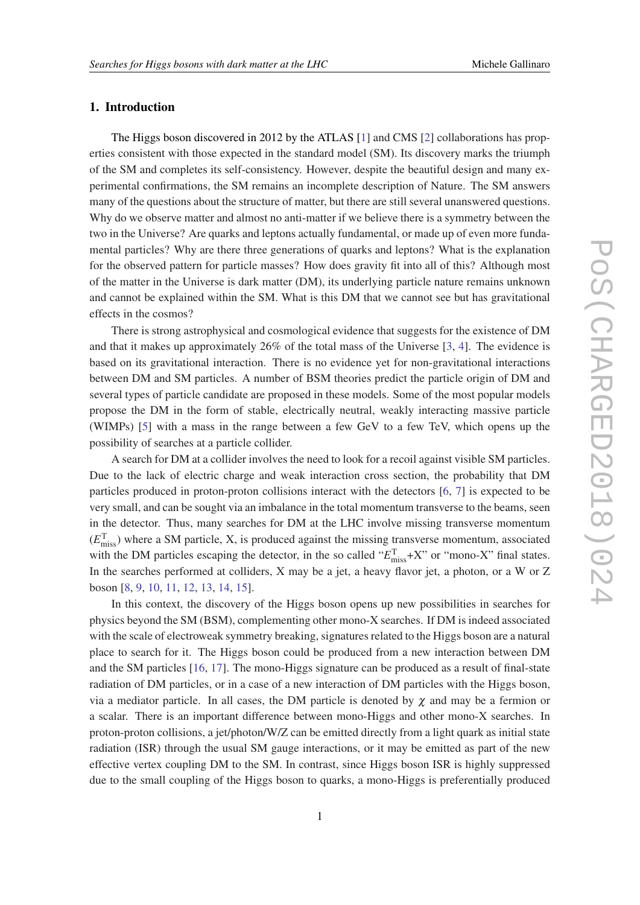## 1. Introduction

The Higgs boson discovered in 2012 by the ATLAS [1] and CMS [2] collaborations has properties consistent with those expected in the standard model (SM). Its discovery marks the triumph of the SM and completes its self-consistency. However, despite the beautiful design and many experimental confirmations, the SM remains an incomplete description of Nature. The SM answers many of the questions about the structure of matter, but there are still several unanswered questions. Why do we observe matter and almost no anti-matter if we believe there is a symmetry between the two in the Universe? Are quarks and leptons actually fundamental, or made up of even more fundamental particles? Why are there three generations of quarks and leptons? What is the explanation for the observed pattern for particle masses? How does gravity fit into all of this? Although most of the matter in the Universe is dark matter (DM), its underlying particle nature remains unknown and cannot be explained within the SM. What is this DM that we cannot see but has gravitational effects in the cosmos?

There is strong astrophysical and cosmological evidence that suggests for the existence of DM and that it makes up approximately 26% of the total mass of the Universe [3, 4]. The evidence is based on its gravitational interaction. There is no evidence yet for non-gravitational interactions between DM and SM particles. A number of BSM theories predict the particle origin of DM and several types of particle candidate are proposed in these models. Some of the most popular models propose the DM in the form of stable, electrically neutral, weakly interacting massive particle (WIMPs) [5] with a mass in the range between a few GeV to a few TeV, which opens up the possibility of searches at a particle collider.

A search for DM at a collider involves the need to look for a recoil against visible SM particles. Due to the lack of electric charge and weak interaction cross section, the probability that DM particles produced in proton-proton collisions interact with the detectors [6, 7] is expected to be very small, and can be sought via an imbalance in the total momentum transverse to the beams, seen in the detector. Thus, many searches for DM at the LHC involve missing transverse momentum ($E_{\mathrm{miss}}^{\mathrm{T}}$) where a SM particle, X, is produced against the missing transverse momentum, associated with the DM particles escaping the detector, in the so called "$E_{\mathrm{miss}}^{\mathrm{T}}$+X" or "mono-X" final states. In the searches performed at colliders, X may be a jet, a heavy flavor jet, a photon, or a W or Z boson [8, 9, 10, 11, 12, 13, 14, 15].

In this context, the discovery of the Higgs boson opens up new possibilities in searches for physics beyond the SM (BSM), complementing other mono-X searches. If DM is indeed associated with the scale of electroweak symmetry breaking, signatures related to the Higgs boson are a natural place to search for it. The Higgs boson could be produced from a new interaction between DM and the SM particles [16, 17]. The mono-Higgs signature can be produced as a result of final-state radiation of DM particles, or in a case of a new interaction of DM particles with the Higgs boson, via a mediator particle. In all cases, the DM particle is denoted by $\chi$ and may be a fermion or a scalar. There is an important difference between mono-Higgs and other mono-X searches. In proton-proton collisions, a jet/photon/W/Z can be emitted directly from a light quark as initial state radiation (ISR) through the usual SM gauge interactions, or it may be emitted as part of the new effective vertex coupling DM to the SM. In contrast, since Higgs boson ISR is highly suppressed due to the small coupling of the Higgs boson to quarks, a mono-Higgs is preferentially produced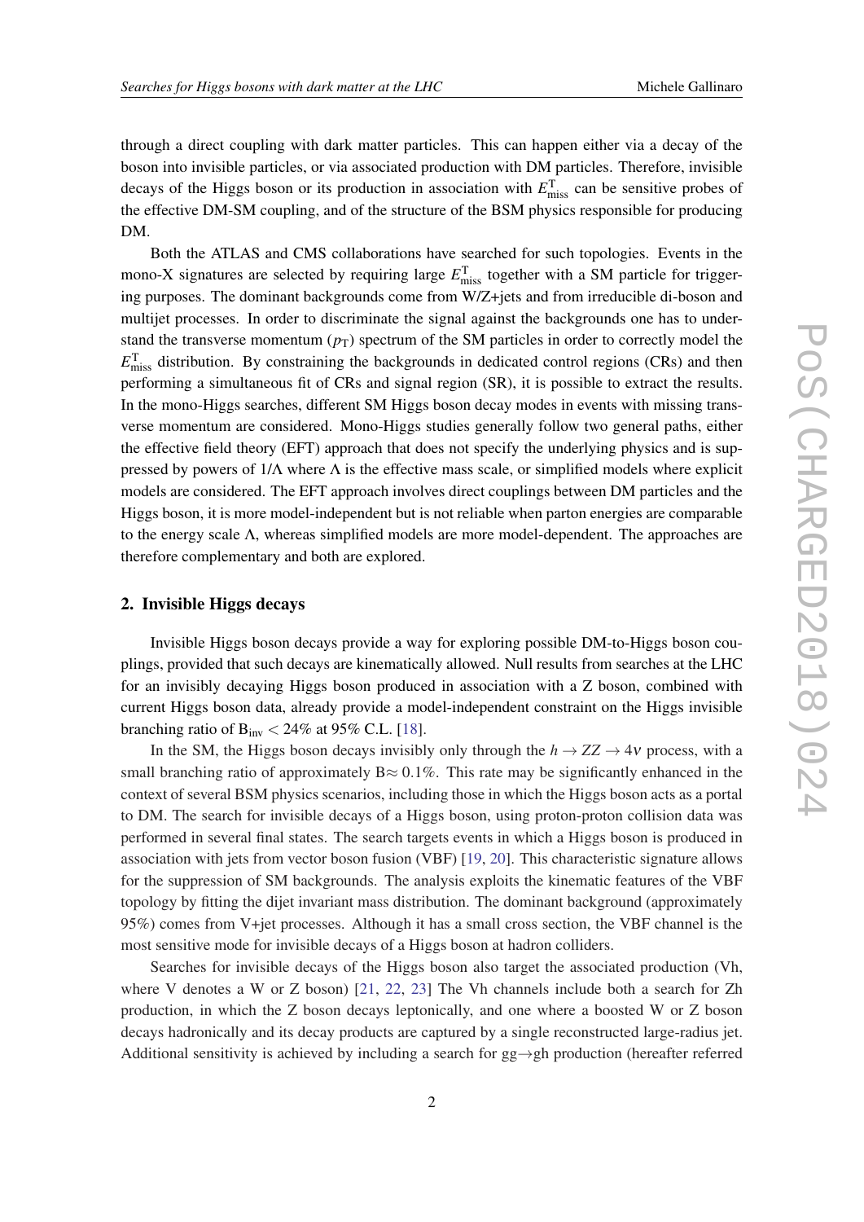through a direct coupling with dark matter particles. This can happen either via a decay of the boson into invisible particles, or via associated production with DM particles. Therefore, invisible decays of the Higgs boson or its production in association with $E_{\text{miss}}^{\text{T}}$ can be sensitive probes of the effective DM-SM coupling, and of the structure of the BSM physics responsible for producing DM.

Both the ATLAS and CMS collaborations have searched for such topologies. Events in the mono-X signatures are selected by requiring large $E_{\text{miss}}^{\text{T}}$ together with a SM particle for triggering purposes. The dominant backgrounds come from W/Z+jets and from irreducible di-boson and multijet processes. In order to discriminate the signal against the backgrounds one has to understand the transverse momentum ($p_{\text{T}}$) spectrum of the SM particles in order to correctly model the $E_{\text{miss}}^{\text{T}}$ distribution. By constraining the backgrounds in dedicated control regions (CRs) and then performing a simultaneous fit of CRs and signal region (SR), it is possible to extract the results. In the mono-Higgs searches, different SM Higgs boson decay modes in events with missing transverse momentum are considered. Mono-Higgs studies generally follow two general paths, either the effective field theory (EFT) approach that does not specify the underlying physics and is suppressed by powers of $1/\Lambda$ where $\Lambda$ is the effective mass scale, or simplified models where explicit models are considered. The EFT approach involves direct couplings between DM particles and the Higgs boson, it is more model-independent but is not reliable when parton energies are comparable to the energy scale $\Lambda$, whereas simplified models are more model-dependent. The approaches are therefore complementary and both are explored.

## 2. Invisible Higgs decays

Invisible Higgs boson decays provide a way for exploring possible DM-to-Higgs boson couplings, provided that such decays are kinematically allowed. Null results from searches at the LHC for an invisibly decaying Higgs boson produced in association with a Z boson, combined with current Higgs boson data, already provide a model-independent constraint on the Higgs invisible branching ratio of $\text{B}_{\text{inv}} < 24\%$ at 95% C.L. [18].

In the SM, the Higgs boson decays invisibly only through the $h \to ZZ \to 4\nu$ process, with a small branching ratio of approximately $\text{B} \approx 0.1\%$. This rate may be significantly enhanced in the context of several BSM physics scenarios, including those in which the Higgs boson acts as a portal to DM. The search for invisible decays of a Higgs boson, using proton-proton collision data was performed in several final states. The search targets events in which a Higgs boson is produced in association with jets from vector boson fusion (VBF) [19, 20]. This characteristic signature allows for the suppression of SM backgrounds. The analysis exploits the kinematic features of the VBF topology by fitting the dijet invariant mass distribution. The dominant background (approximately 95%) comes from V+jet processes. Although it has a small cross section, the VBF channel is the most sensitive mode for invisible decays of a Higgs boson at hadron colliders.

Searches for invisible decays of the Higgs boson also target the associated production (Vh, where V denotes a W or Z boson) [21, 22, 23] The Vh channels include both a search for Zh production, in which the Z boson decays leptonically, and one where a boosted W or Z boson decays hadronically and its decay products are captured by a single reconstructed large-radius jet. Additional sensitivity is achieved by including a search for gg$\to$gh production (hereafter referred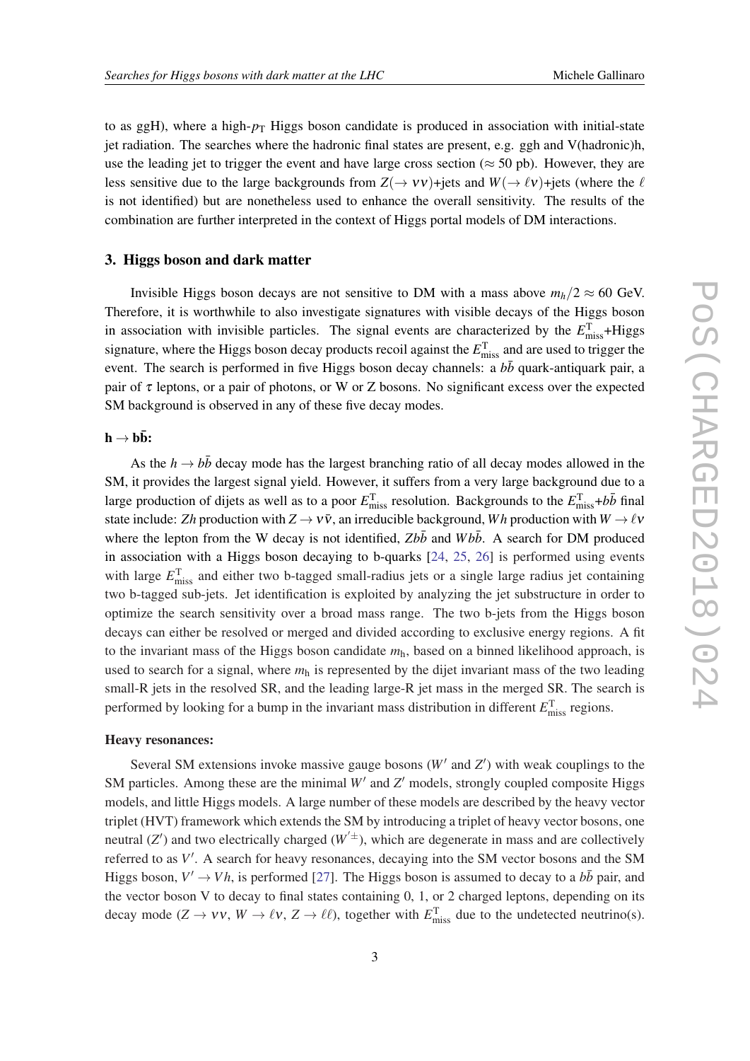to as ggH), where a high-$p_{\mathrm{T}}$ Higgs boson candidate is produced in association with initial-state jet radiation. The searches where the hadronic final states are present, e.g. ggh and V(hadronic)h, use the leading jet to trigger the event and have large cross section ($\approx 50$ pb). However, they are less sensitive due to the large backgrounds from $Z(\rightarrow \nu\nu)$+jets and $W(\rightarrow \ell\nu)$+jets (where the $\ell$ is not identified) but are nonetheless used to enhance the overall sensitivity. The results of the combination are further interpreted in the context of Higgs portal models of DM interactions.

## 3. Higgs boson and dark matter

Invisible Higgs boson decays are not sensitive to DM with a mass above $m_h/2 \approx 60$ GeV. Therefore, it is worthwhile to also investigate signatures with visible decays of the Higgs boson in association with invisible particles. The signal events are characterized by the $E_{\mathrm{miss}}^{\mathrm{T}}$+Higgs signature, where the Higgs boson decay products recoil against the $E_{\mathrm{miss}}^{\mathrm{T}}$ and are used to trigger the event. The search is performed in five Higgs boson decay channels: a $b\bar{b}$ quark-antiquark pair, a pair of $\tau$ leptons, or a pair of photons, or W or Z bosons. No significant excess over the expected SM background is observed in any of these five decay modes.

**$\mathbf{h \rightarrow b\bar{b}}$:**

As the $h \rightarrow b\bar{b}$ decay mode has the largest branching ratio of all decay modes allowed in the SM, it provides the largest signal yield. However, it suffers from a very large background due to a large production of dijets as well as to a poor $E_{\mathrm{miss}}^{\mathrm{T}}$ resolution. Backgrounds to the $E_{\mathrm{miss}}^{\mathrm{T}}$+$b\bar{b}$ final state include: $Zh$ production with $Z \rightarrow \nu\bar{\nu}$, an irreducible background, $Wh$ production with $W \rightarrow \ell\nu$ where the lepton from the W decay is not identified, $Zb\bar{b}$ and $Wb\bar{b}$. A search for DM produced in association with a Higgs boson decaying to b-quarks [24, 25, 26] is performed using events with large $E_{\mathrm{miss}}^{\mathrm{T}}$ and either two b-tagged small-radius jets or a single large radius jet containing two b-tagged sub-jets. Jet identification is exploited by analyzing the jet substructure in order to optimize the search sensitivity over a broad mass range. The two b-jets from the Higgs boson decays can either be resolved or merged and divided according to exclusive energy regions. A fit to the invariant mass of the Higgs boson candidate $m_{\mathrm{h}}$, based on a binned likelihood approach, is used to search for a signal, where $m_{\mathrm{h}}$ is represented by the dijet invariant mass of the two leading small-R jets in the resolved SR, and the leading large-R jet mass in the merged SR. The search is performed by looking for a bump in the invariant mass distribution in different $E_{\mathrm{miss}}^{\mathrm{T}}$ regions.

**Heavy resonances:**

Several SM extensions invoke massive gauge bosons ($W'$ and $Z'$) with weak couplings to the SM particles. Among these are the minimal $W'$ and $Z'$ models, strongly coupled composite Higgs models, and little Higgs models. A large number of these models are described by the heavy vector triplet (HVT) framework which extends the SM by introducing a triplet of heavy vector bosons, one neutral ($Z'$) and two electrically charged ($W'^{\pm}$), which are degenerate in mass and are collectively referred to as $V'$. A search for heavy resonances, decaying into the SM vector bosons and the SM Higgs boson, $V' \rightarrow Vh$, is performed [27]. The Higgs boson is assumed to decay to a $b\bar{b}$ pair, and the vector boson V to decay to final states containing 0, 1, or 2 charged leptons, depending on its decay mode ($Z \rightarrow \nu\nu$, $W \rightarrow \ell\nu$, $Z \rightarrow \ell\ell$), together with $E_{\mathrm{miss}}^{\mathrm{T}}$ due to the undetected neutrino(s).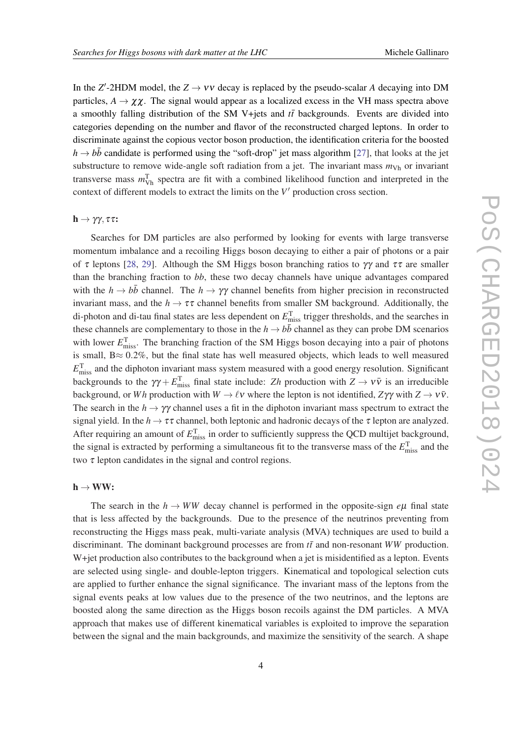In the $Z'$-2HDM model, the $Z \to \nu\nu$ decay is replaced by the pseudo-scalar $A$ decaying into DM particles, $A \to \chi\chi$. The signal would appear as a localized excess in the VH mass spectra above a smoothly falling distribution of the SM V+jets and $t\bar{t}$ backgrounds. Events are divided into categories depending on the number and flavor of the reconstructed charged leptons. In order to discriminate against the copious vector boson production, the identification criteria for the boosted $h \to b\bar{b}$ candidate is performed using the "soft-drop" jet mass algorithm [27], that looks at the jet substructure to remove wide-angle soft radiation from a jet. The invariant mass $m_{\mathrm{Vh}}$ or invariant transverse mass $m_{\mathrm{Vh}}^{\mathrm{T}}$ spectra are fit with a combined likelihood function and interpreted in the context of different models to extract the limits on the $V'$ production cross section.

**$\mathbf{h \to \gamma\gamma, \tau\tau}$:**

Searches for DM particles are also performed by looking for events with large transverse momentum imbalance and a recoiling Higgs boson decaying to either a pair of photons or a pair of $\tau$ leptons [28, 29]. Although the SM Higgs boson branching ratios to $\gamma\gamma$ and $\tau\tau$ are smaller than the branching fraction to $bb$, these two decay channels have unique advantages compared with the $h \to b\bar{b}$ channel. The $h \to \gamma\gamma$ channel benefits from higher precision in reconstructed invariant mass, and the $h \to \tau\tau$ channel benefits from smaller SM background. Additionally, the di-photon and di-tau final states are less dependent on $E_{\mathrm{miss}}^{\mathrm{T}}$ trigger thresholds, and the searches in these channels are complementary to those in the $h \to b\bar{b}$ channel as they can probe DM scenarios with lower $E_{\mathrm{miss}}^{\mathrm{T}}$. The branching fraction of the SM Higgs boson decaying into a pair of photons is small, B$\approx$ 0.2%, but the final state has well measured objects, which leads to well measured $E_{\mathrm{miss}}^{\mathrm{T}}$ and the diphoton invariant mass system measured with a good energy resolution. Significant backgrounds to the $\gamma\gamma + E_{\mathrm{miss}}^{\mathrm{T}}$ final state include: $Zh$ production with $Z \to \nu\bar{\nu}$ is an irreducible background, or $Wh$ production with $W \to \ell\nu$ where the lepton is not identified, $Z\gamma\gamma$ with $Z \to \nu\bar{\nu}$. The search in the $h \to \gamma\gamma$ channel uses a fit in the diphoton invariant mass spectrum to extract the signal yield. In the $h \to \tau\tau$ channel, both leptonic and hadronic decays of the $\tau$ lepton are analyzed. After requiring an amount of $E_{\mathrm{miss}}^{\mathrm{T}}$ in order to sufficiently suppress the QCD multijet background, the signal is extracted by performing a simultaneous fit to the transverse mass of the $E_{\mathrm{miss}}^{\mathrm{T}}$ and the two $\tau$ lepton candidates in the signal and control regions.

**$\mathbf{h \to WW}$:**

The search in the $h \to WW$ decay channel is performed in the opposite-sign $e\mu$ final state that is less affected by the backgrounds. Due to the presence of the neutrinos preventing from reconstructing the Higgs mass peak, multi-variate analysis (MVA) techniques are used to build a discriminant. The dominant background processes are from $t\bar{t}$ and non-resonant $WW$ production. W+jet production also contributes to the background when a jet is misidentified as a lepton. Events are selected using single- and double-lepton triggers. Kinematical and topological selection cuts are applied to further enhance the signal significance. The invariant mass of the leptons from the signal events peaks at low values due to the presence of the two neutrinos, and the leptons are boosted along the same direction as the Higgs boson recoils against the DM particles. A MVA approach that makes use of different kinematical variables is exploited to improve the separation between the signal and the main backgrounds, and maximize the sensitivity of the search. A shape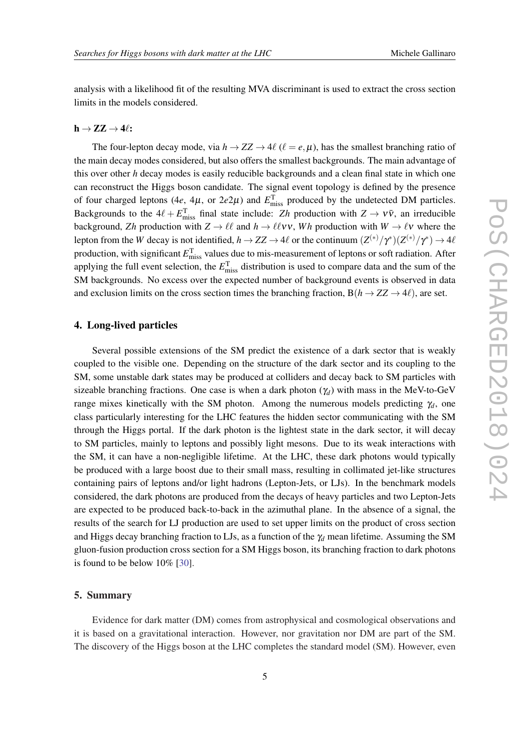analysis with a likelihood fit of the resulting MVA discriminant is used to extract the cross section limits in the models considered.

**$\mathbf{h \rightarrow ZZ \rightarrow 4\ell}$:**

The four-lepton decay mode, via $h \rightarrow ZZ \rightarrow 4\ell$ ($\ell = e, \mu$), has the smallest branching ratio of the main decay modes considered, but also offers the smallest backgrounds. The main advantage of this over other $h$ decay modes is easily reducible backgrounds and a clean final state in which one can reconstruct the Higgs boson candidate. The signal event topology is defined by the presence of four charged leptons ($4e$, $4\mu$, or $2e2\mu$) and $E_{\rm miss}^{\rm T}$ produced by the undetected DM particles. Backgrounds to the $4\ell + E_{\rm miss}^{\rm T}$ final state include: $Zh$ production with $Z \rightarrow \nu\bar{\nu}$, an irreducible background, $Zh$ production with $Z \rightarrow \ell\ell$ and $h \rightarrow \ell\ell\nu\nu$, $Wh$ production with $W \rightarrow \ell\nu$ where the lepton from the $W$ decay is not identified, $h \rightarrow ZZ \rightarrow 4\ell$ or the continuum $(Z^{(*)}/\gamma^{*})(Z^{(*)}/\gamma^{*}) \rightarrow 4\ell$ production, with significant $E_{\rm miss}^{\rm T}$ values due to mis-measurement of leptons or soft radiation. After applying the full event selection, the $E_{\rm miss}^{\rm T}$ distribution is used to compare data and the sum of the SM backgrounds. No excess over the expected number of background events is observed in data and exclusion limits on the cross section times the branching fraction, $\mathrm{B}(h \rightarrow ZZ \rightarrow 4\ell)$, are set.

## 4. Long-lived particles

Several possible extensions of the SM predict the existence of a dark sector that is weakly coupled to the visible one. Depending on the structure of the dark sector and its coupling to the SM, some unstable dark states may be produced at colliders and decay back to SM particles with sizeable branching fractions. One case is when a dark photon ($\gamma_d$) with mass in the MeV-to-GeV range mixes kinetically with the SM photon. Among the numerous models predicting $\gamma_d$, one class particularly interesting for the LHC features the hidden sector communicating with the SM through the Higgs portal. If the dark photon is the lightest state in the dark sector, it will decay to SM particles, mainly to leptons and possibly light mesons. Due to its weak interactions with the SM, it can have a non-negligible lifetime. At the LHC, these dark photons would typically be produced with a large boost due to their small mass, resulting in collimated jet-like structures containing pairs of leptons and/or light hadrons (Lepton-Jets, or LJs). In the benchmark models considered, the dark photons are produced from the decays of heavy particles and two Lepton-Jets are expected to be produced back-to-back in the azimuthal plane. In the absence of a signal, the results of the search for LJ production are used to set upper limits on the product of cross section and Higgs decay branching fraction to LJs, as a function of the $\gamma_d$ mean lifetime. Assuming the SM gluon-fusion production cross section for a SM Higgs boson, its branching fraction to dark photons is found to be below 10% [30].

## 5. Summary

Evidence for dark matter (DM) comes from astrophysical and cosmological observations and it is based on a gravitational interaction. However, nor gravitation nor DM are part of the SM. The discovery of the Higgs boson at the LHC completes the standard model (SM). However, even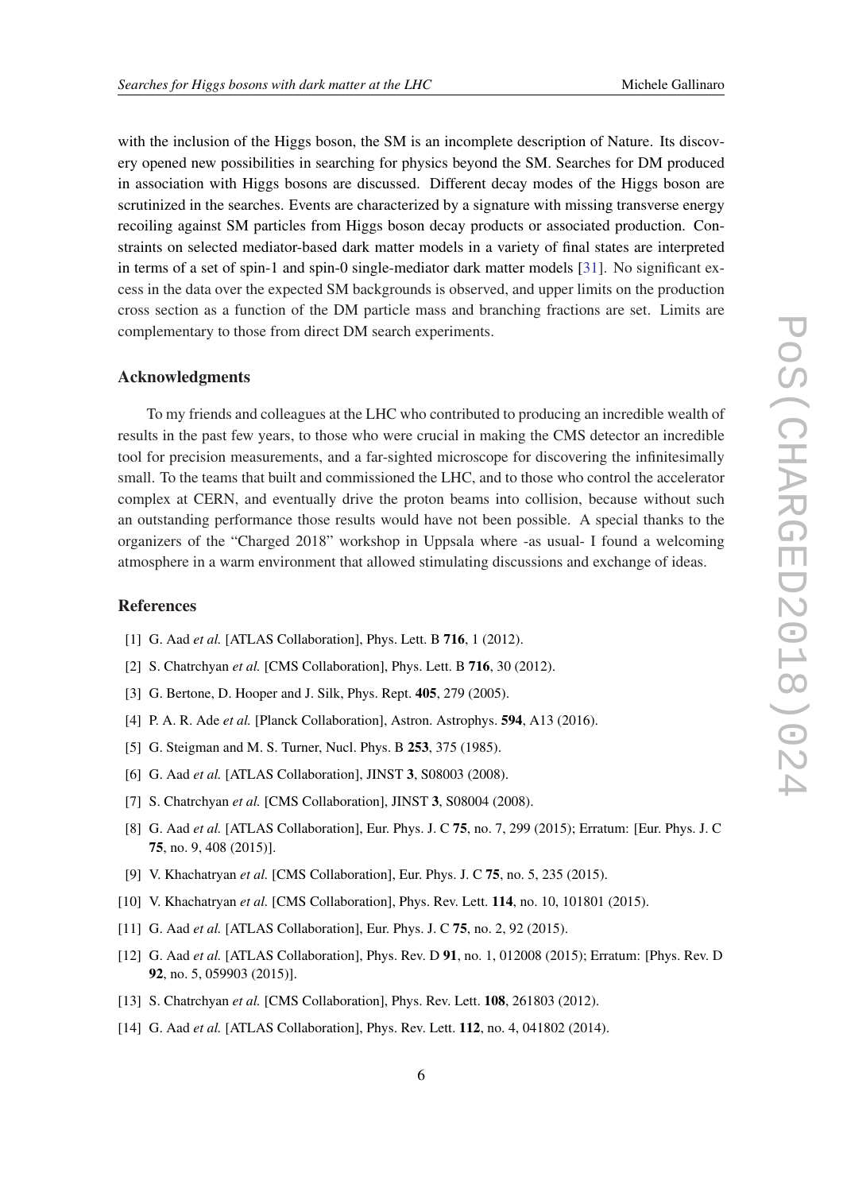with the inclusion of the Higgs boson, the SM is an incomplete description of Nature. Its discovery opened new possibilities in searching for physics beyond the SM. Searches for DM produced in association with Higgs bosons are discussed. Different decay modes of the Higgs boson are scrutinized in the searches. Events are characterized by a signature with missing transverse energy recoiling against SM particles from Higgs boson decay products or associated production. Constraints on selected mediator-based dark matter models in a variety of final states are interpreted in terms of a set of spin-1 and spin-0 single-mediator dark matter models [31]. No significant excess in the data over the expected SM backgrounds is observed, and upper limits on the production cross section as a function of the DM particle mass and branching fractions are set. Limits are complementary to those from direct DM search experiments.

## Acknowledgments

To my friends and colleagues at the LHC who contributed to producing an incredible wealth of results in the past few years, to those who were crucial in making the CMS detector an incredible tool for precision measurements, and a far-sighted microscope for discovering the infinitesimally small. To the teams that built and commissioned the LHC, and to those who control the accelerator complex at CERN, and eventually drive the proton beams into collision, because without such an outstanding performance those results would have not been possible. A special thanks to the organizers of the "Charged 2018" workshop in Uppsala where -as usual- I found a welcoming atmosphere in a warm environment that allowed stimulating discussions and exchange of ideas.

## References

[1] G. Aad *et al.* [ATLAS Collaboration], Phys. Lett. B **716**, 1 (2012).

[2] S. Chatrchyan *et al.* [CMS Collaboration], Phys. Lett. B **716**, 30 (2012).

[3] G. Bertone, D. Hooper and J. Silk, Phys. Rept. **405**, 279 (2005).

[4] P. A. R. Ade *et al.* [Planck Collaboration], Astron. Astrophys. **594**, A13 (2016).

[5] G. Steigman and M. S. Turner, Nucl. Phys. B **253**, 375 (1985).

[6] G. Aad *et al.* [ATLAS Collaboration], JINST **3**, S08003 (2008).

[7] S. Chatrchyan *et al.* [CMS Collaboration], JINST **3**, S08004 (2008).

[8] G. Aad *et al.* [ATLAS Collaboration], Eur. Phys. J. C **75**, no. 7, 299 (2015); Erratum: [Eur. Phys. J. C **75**, no. 9, 408 (2015)].

[9] V. Khachatryan *et al.* [CMS Collaboration], Eur. Phys. J. C **75**, no. 5, 235 (2015).

[10] V. Khachatryan *et al.* [CMS Collaboration], Phys. Rev. Lett. **114**, no. 10, 101801 (2015).

[11] G. Aad *et al.* [ATLAS Collaboration], Eur. Phys. J. C **75**, no. 2, 92 (2015).

[12] G. Aad *et al.* [ATLAS Collaboration], Phys. Rev. D **91**, no. 1, 012008 (2015); Erratum: [Phys. Rev. D **92**, no. 5, 059903 (2015)].

[13] S. Chatrchyan *et al.* [CMS Collaboration], Phys. Rev. Lett. **108**, 261803 (2012).

[14] G. Aad *et al.* [ATLAS Collaboration], Phys. Rev. Lett. **112**, no. 4, 041802 (2014).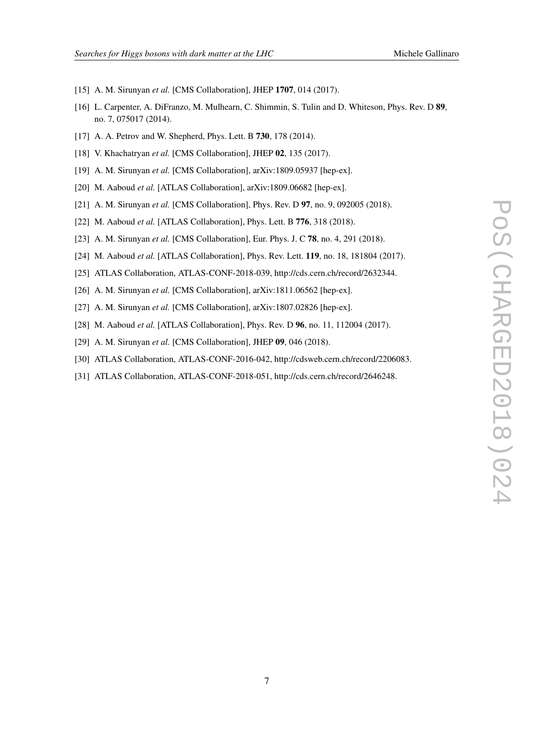[15] A. M. Sirunyan *et al.* [CMS Collaboration], JHEP **1707**, 014 (2017).

[16] L. Carpenter, A. DiFranzo, M. Mulhearn, C. Shimmin, S. Tulin and D. Whiteson, Phys. Rev. D **89**, no. 7, 075017 (2014).

[17] A. A. Petrov and W. Shepherd, Phys. Lett. B **730**, 178 (2014).

[18] V. Khachatryan *et al.* [CMS Collaboration], JHEP **02**, 135 (2017).

[19] A. M. Sirunyan *et al.* [CMS Collaboration], arXiv:1809.05937 [hep-ex].

[20] M. Aaboud *et al.* [ATLAS Collaboration], arXiv:1809.06682 [hep-ex].

[21] A. M. Sirunyan *et al.* [CMS Collaboration], Phys. Rev. D **97**, no. 9, 092005 (2018).

[22] M. Aaboud *et al.* [ATLAS Collaboration], Phys. Lett. B **776**, 318 (2018).

[23] A. M. Sirunyan *et al.* [CMS Collaboration], Eur. Phys. J. C **78**, no. 4, 291 (2018).

[24] M. Aaboud *et al.* [ATLAS Collaboration], Phys. Rev. Lett. **119**, no. 18, 181804 (2017).

[25] ATLAS Collaboration, ATLAS-CONF-2018-039, http://cds.cern.ch/record/2632344.

[26] A. M. Sirunyan *et al.* [CMS Collaboration], arXiv:1811.06562 [hep-ex].

[27] A. M. Sirunyan *et al.* [CMS Collaboration], arXiv:1807.02826 [hep-ex].

[28] M. Aaboud *et al.* [ATLAS Collaboration], Phys. Rev. D **96**, no. 11, 112004 (2017).

[29] A. M. Sirunyan *et al.* [CMS Collaboration], JHEP **09**, 046 (2018).

[30] ATLAS Collaboration, ATLAS-CONF-2016-042, http://cdsweb.cern.ch/record/2206083.

[31] ATLAS Collaboration, ATLAS-CONF-2018-051, http://cds.cern.ch/record/2646248.